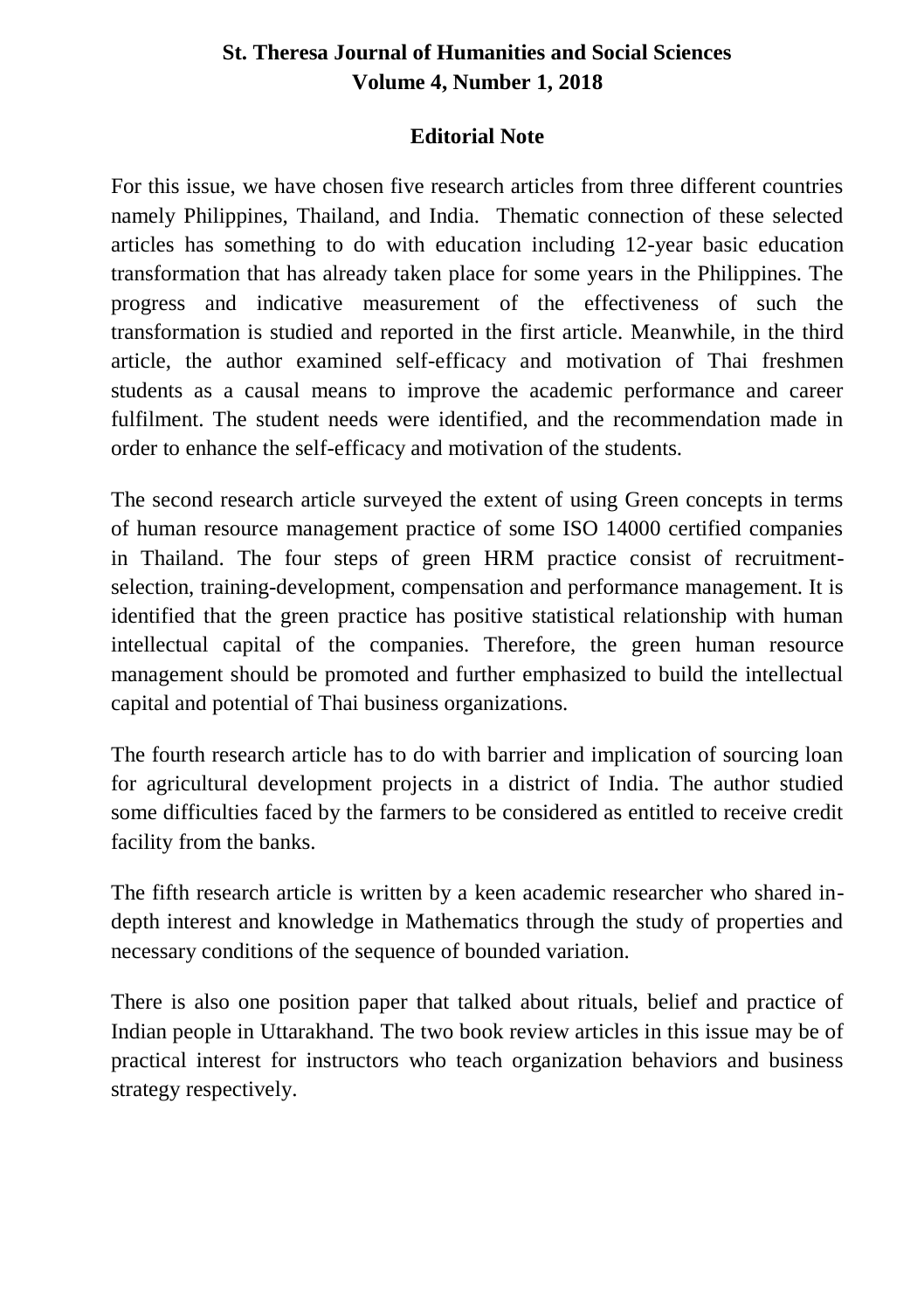# St. Theresa Journal of Humanities and Social Sciences
## Volume 4, Number 1, 2018

### Editorial Note

For this issue, we have chosen five research articles from three different countries namely Philippines, Thailand, and India. Thematic connection of these selected articles has something to do with education including 12-year basic education transformation that has already taken place for some years in the Philippines. The progress and indicative measurement of the effectiveness of such the transformation is studied and reported in the first article. Meanwhile, in the third article, the author examined self-efficacy and motivation of Thai freshmen students as a causal means to improve the academic performance and career fulfilment. The student needs were identified, and the recommendation made in order to enhance the self-efficacy and motivation of the students.

The second research article surveyed the extent of using Green concepts in terms of human resource management practice of some ISO 14000 certified companies in Thailand. The four steps of green HRM practice consist of recruitment-selection, training-development, compensation and performance management. It is identified that the green practice has positive statistical relationship with human intellectual capital of the companies. Therefore, the green human resource management should be promoted and further emphasized to build the intellectual capital and potential of Thai business organizations.

The fourth research article has to do with barrier and implication of sourcing loan for agricultural development projects in a district of India. The author studied some difficulties faced by the farmers to be considered as entitled to receive credit facility from the banks.

The fifth research article is written by a keen academic researcher who shared in-depth interest and knowledge in Mathematics through the study of properties and necessary conditions of the sequence of bounded variation.

There is also one position paper that talked about rituals, belief and practice of Indian people in Uttarakhand. The two book review articles in this issue may be of practical interest for instructors who teach organization behaviors and business strategy respectively.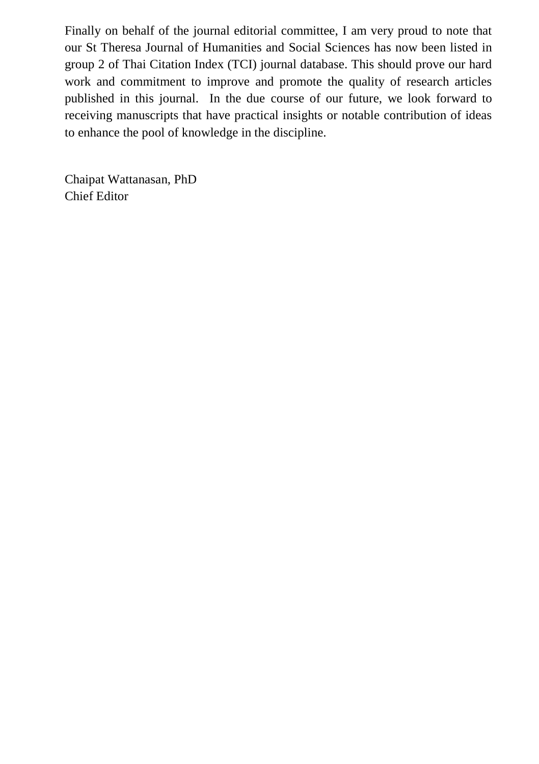Finally on behalf of the journal editorial committee, I am very proud to note that our St Theresa Journal of Humanities and Social Sciences has now been listed in group 2 of Thai Citation Index (TCI) journal database. This should prove our hard work and commitment to improve and promote the quality of research articles published in this journal. In the due course of our future, we look forward to receiving manuscripts that have practical insights or notable contribution of ideas to enhance the pool of knowledge in the discipline.

Chaipat Wattanasan, PhD
Chief Editor